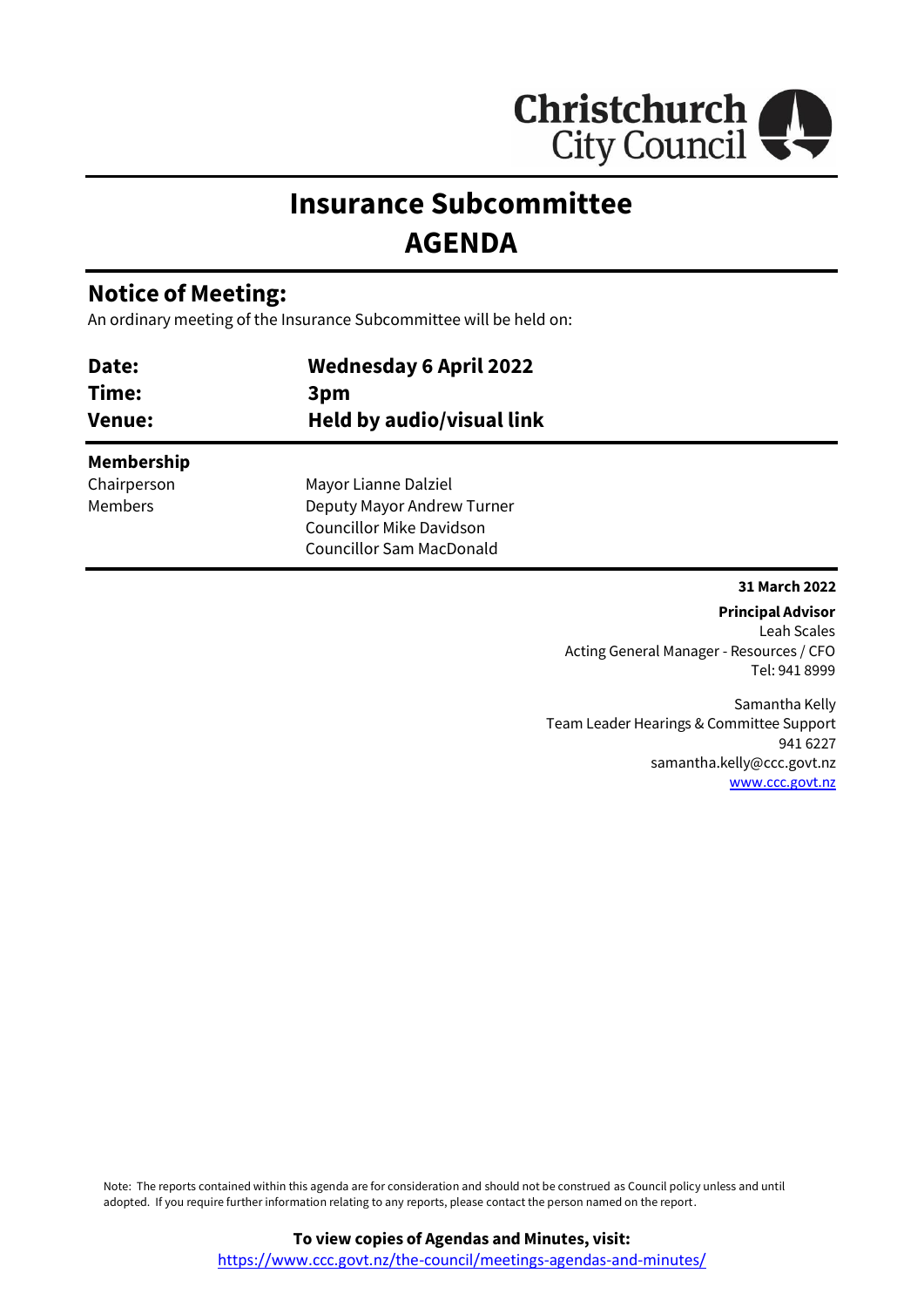# Insurance Subcommittee
# AGENDA

## Notice of Meeting:

An ordinary meeting of the Insurance Subcommittee will be held on:

| | |
|---|---|
| **Date:** | **Wednesday 6 April 2022** |
| **Time:** | **3pm** |
| **Venue:** | **Held by audio/visual link** |

**Membership**

| | |
|---|---|
| Chairperson | Mayor Lianne Dalziel |
| Members | Deputy Mayor Andrew Turner |
| | Councillor Mike Davidson |
| | Councillor Sam MacDonald |

**31 March 2022**

**Principal Advisor**
Leah Scales
Acting General Manager - Resources / CFO
Tel: 941 8999

Samantha Kelly
Team Leader Hearings & Committee Support
941 6227
samantha.kelly@ccc.govt.nz
www.ccc.govt.nz

Note: The reports contained within this agenda are for consideration and should not be construed as Council policy unless and until adopted. If you require further information relating to any reports, please contact the person named on the report.

**To view copies of Agendas and Minutes, visit:**
https://www.ccc.govt.nz/the-council/meetings-agendas-and-minutes/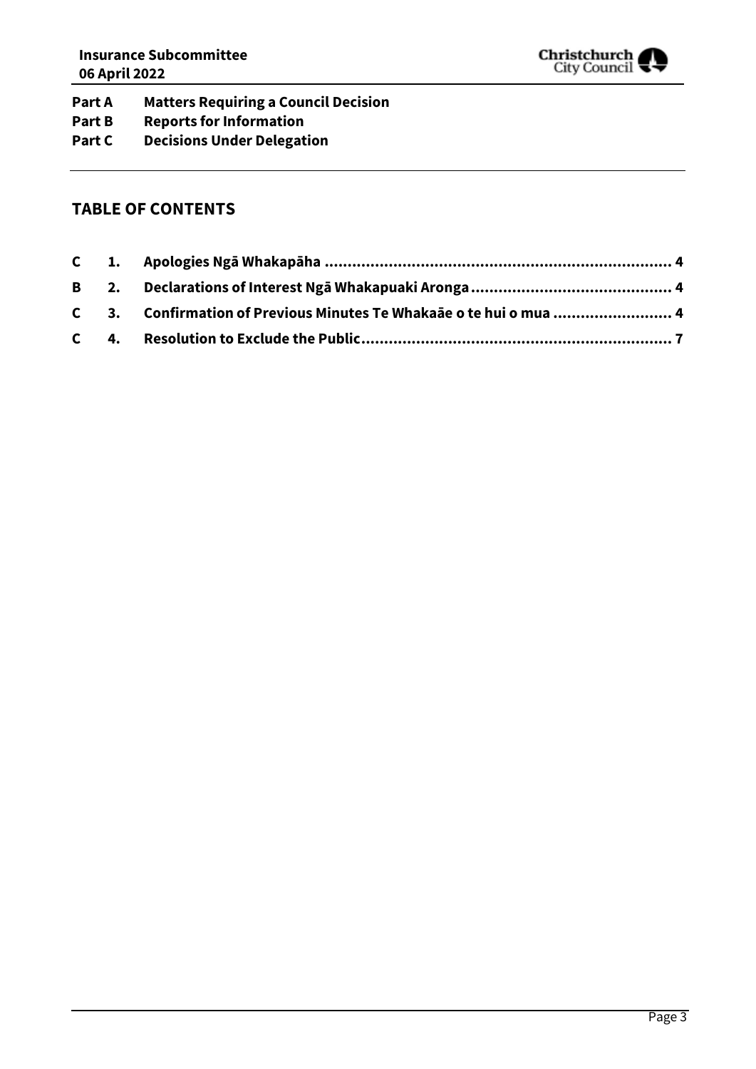**Part A Matters Requiring a Council Decision**
**Part B Reports for Information**
**Part C Decisions Under Delegation**

## TABLE OF CONTENTS

| | | | |
|---|---|---|---|
| **C** | **1.** | **Apologies Ngā Whakapāha** | **4** |
| **B** | **2.** | **Declarations of Interest Ngā Whakapuaki Aronga** | **4** |
| **C** | **3.** | **Confirmation of Previous Minutes Te Whakaāe o te hui o mua** | **4** |
| **C** | **4.** | **Resolution to Exclude the Public** | **7** |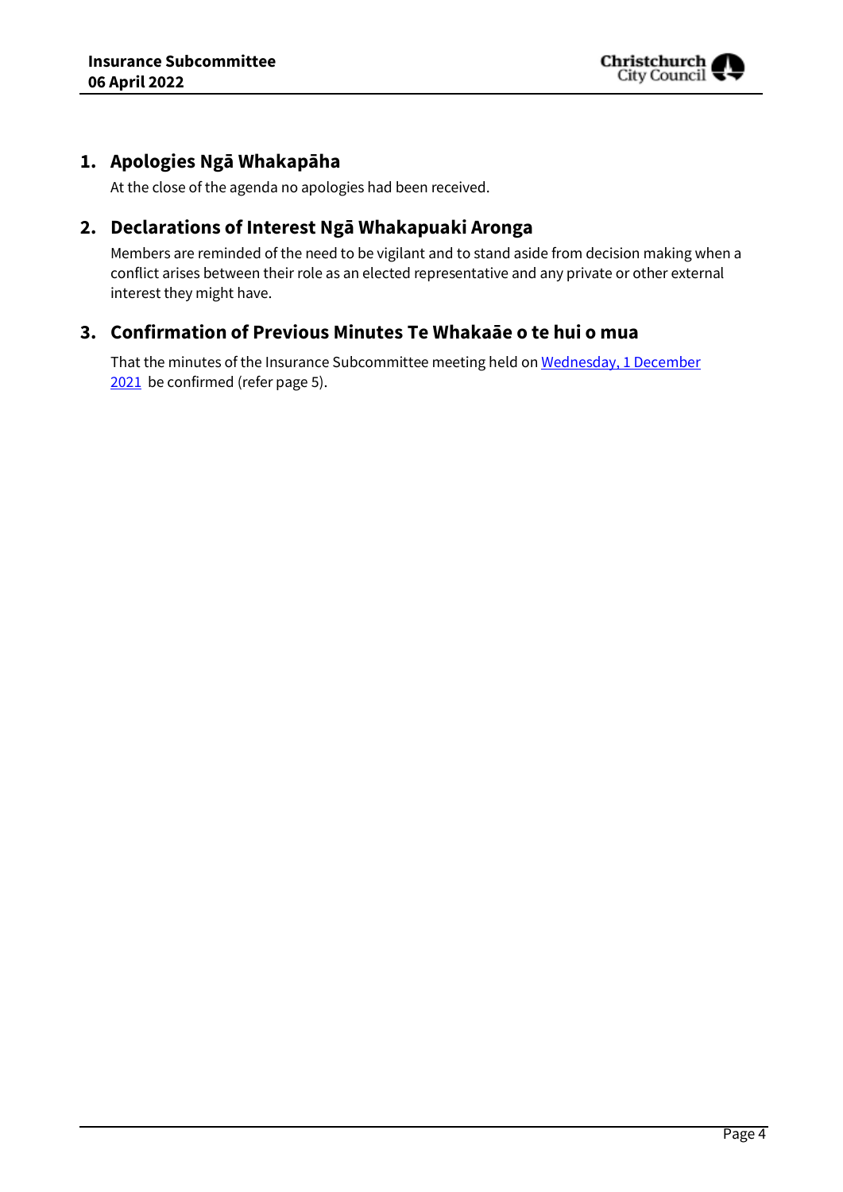## 1. Apologies Ngā Whakapāha

At the close of the agenda no apologies had been received.

## 2. Declarations of Interest Ngā Whakapuaki Aronga

Members are reminded of the need to be vigilant and to stand aside from decision making when a conflict arises between their role as an elected representative and any private or other external interest they might have.

## 3. Confirmation of Previous Minutes Te Whakaāe o te hui o mua

That the minutes of the Insurance Subcommittee meeting held on Wednesday, 1 December 2021 be confirmed (refer page 5).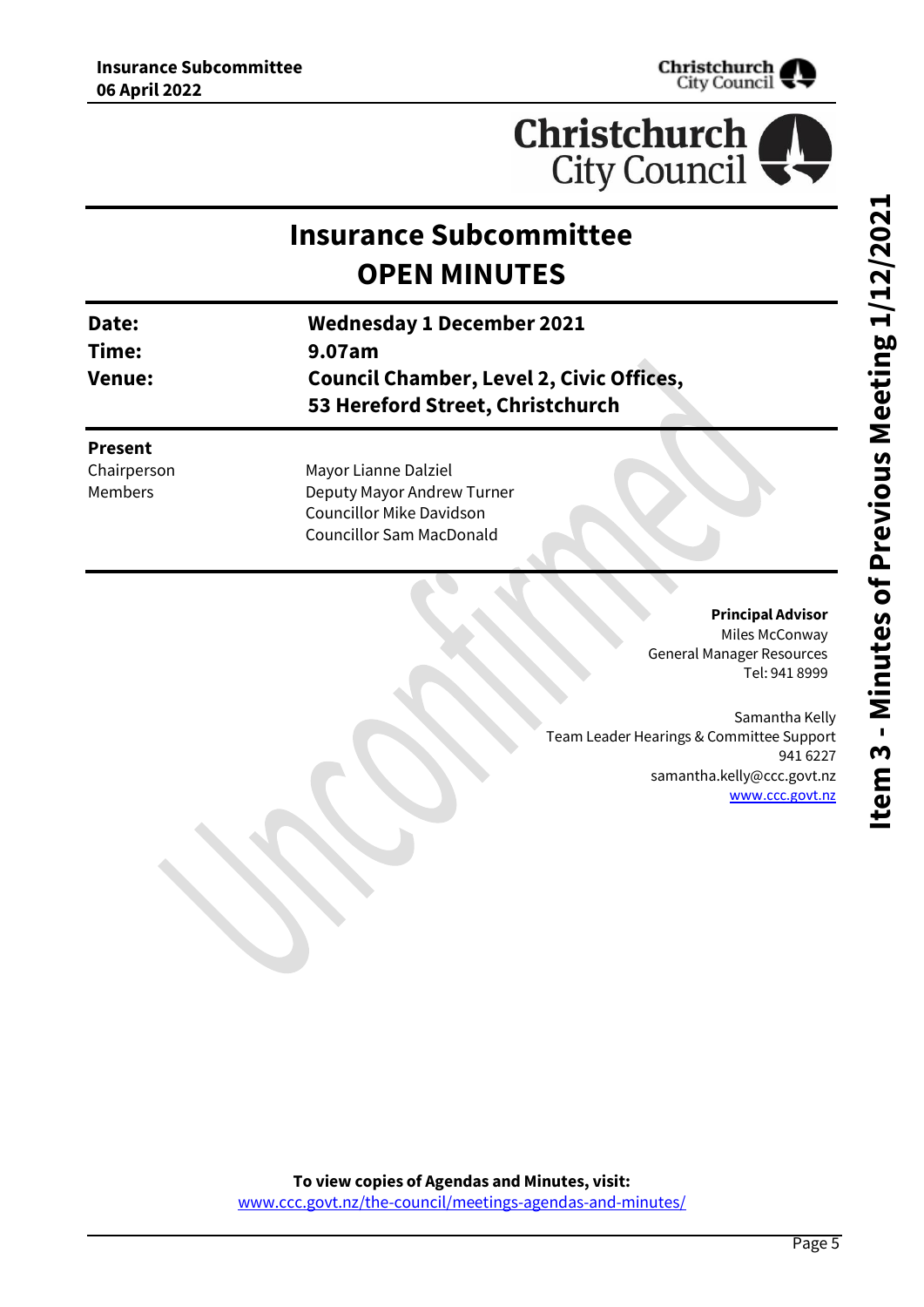# Insurance Subcommittee
# OPEN MINUTES

| | |
|---|---|
| **Date:** | **Wednesday 1 December 2021** |
| **Time:** | **9.07am** |
| **Venue:** | **Council Chamber, Level 2, Civic Offices, 53 Hereford Street, Christchurch** |

**Present**

| | |
|---|---|
| Chairperson | Mayor Lianne Dalziel |
| Members | Deputy Mayor Andrew Turner |
| | Councillor Mike Davidson |
| | Councillor Sam MacDonald |

**Principal Advisor**
Miles McConway
General Manager Resources
Tel: 941 8999

Samantha Kelly
Team Leader Hearings & Committee Support
941 6227
samantha.kelly@ccc.govt.nz
www.ccc.govt.nz

**To view copies of Agendas and Minutes, visit:**
www.ccc.govt.nz/the-council/meetings-agendas-and-minutes/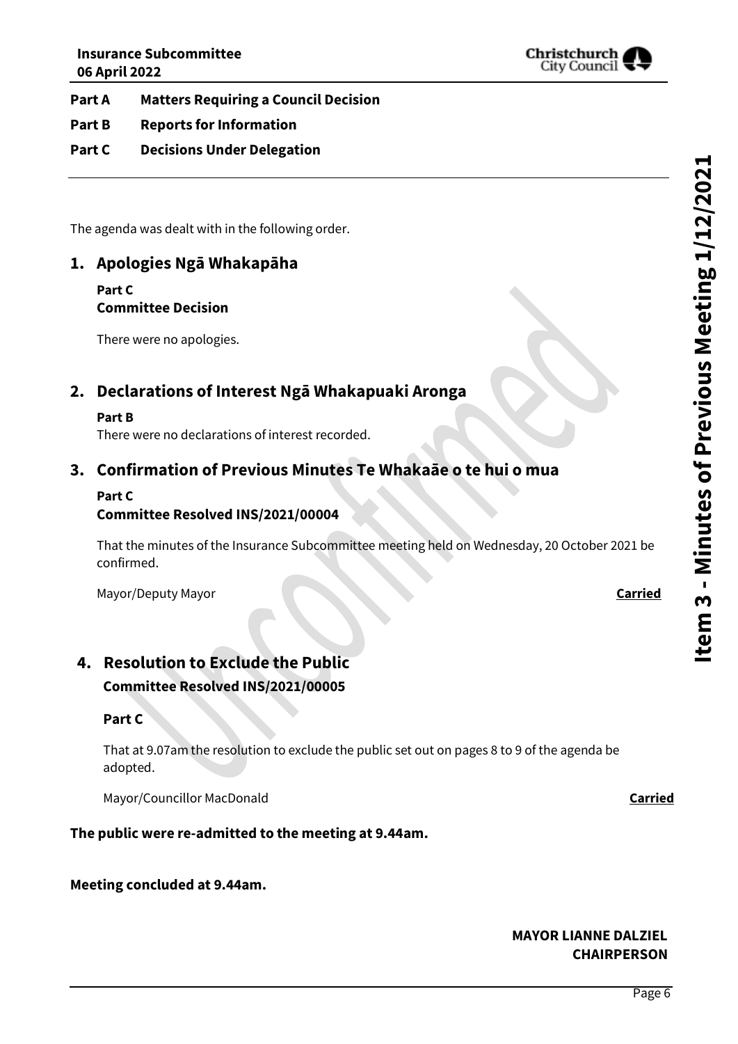**Part A Matters Requiring a Council Decision**

**Part B Reports for Information**

**Part C Decisions Under Delegation**

The agenda was dealt with in the following order.

## 1. Apologies Ngā Whakapāha

**Part C**
**Committee Decision**

There were no apologies.

## 2. Declarations of Interest Ngā Whakapuaki Aronga

**Part B**
There were no declarations of interest recorded.

## 3. Confirmation of Previous Minutes Te Whakaāe o te hui o mua

**Part C**
**Committee Resolved INS/2021/00004**

That the minutes of the Insurance Subcommittee meeting held on Wednesday, 20 October 2021 be confirmed.

Mayor/Deputy Mayor **Carried**

## 4. Resolution to Exclude the Public

**Committee Resolved INS/2021/00005**

**Part C**

That at 9.07am the resolution to exclude the public set out on pages 8 to 9 of the agenda be adopted.

Mayor/Councillor MacDonald **Carried**

**The public were re-admitted to the meeting at 9.44am.**

**Meeting concluded at 9.44am.**

**MAYOR LIANNE DALZIEL**
**CHAIRPERSON**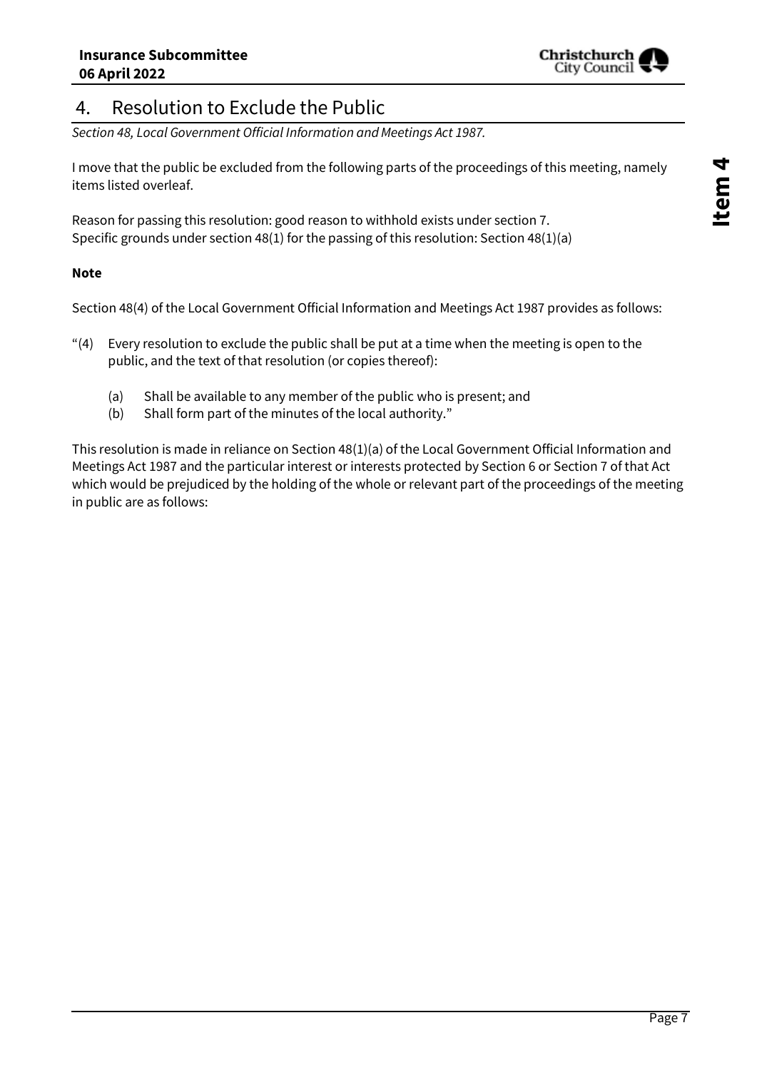## 4. Resolution to Exclude the Public

*Section 48, Local Government Official Information and Meetings Act 1987.*

I move that the public be excluded from the following parts of the proceedings of this meeting, namely items listed overleaf.

Reason for passing this resolution: good reason to withhold exists under section 7.
Specific grounds under section 48(1) for the passing of this resolution: Section 48(1)(a)

**Note**

Section 48(4) of the Local Government Official Information and Meetings Act 1987 provides as follows:

"(4) Every resolution to exclude the public shall be put at a time when the meeting is open to the public, and the text of that resolution (or copies thereof):

  (a) Shall be available to any member of the public who is present; and
  (b) Shall form part of the minutes of the local authority."

This resolution is made in reliance on Section 48(1)(a) of the Local Government Official Information and Meetings Act 1987 and the particular interest or interests protected by Section 6 or Section 7 of that Act which would be prejudiced by the holding of the whole or relevant part of the proceedings of the meeting in public are as follows: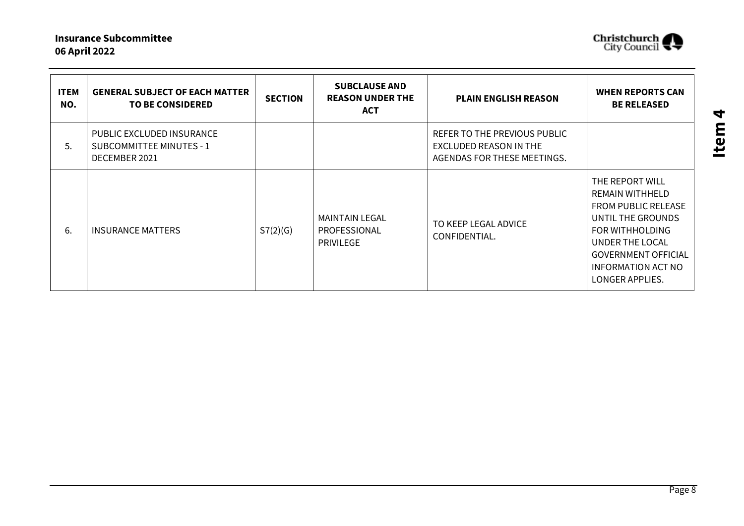| ITEM NO. | GENERAL SUBJECT OF EACH MATTER TO BE CONSIDERED | SECTION | SUBCLAUSE AND REASON UNDER THE ACT | PLAIN ENGLISH REASON | WHEN REPORTS CAN BE RELEASED |
|---|---|---|---|---|---|
| 5. | PUBLIC EXCLUDED INSURANCE SUBCOMMITTEE MINUTES - 1 DECEMBER 2021 | | | REFER TO THE PREVIOUS PUBLIC EXCLUDED REASON IN THE AGENDAS FOR THESE MEETINGS. | |
| 6. | INSURANCE MATTERS | S7(2)(G) | MAINTAIN LEGAL PROFESSIONAL PRIVILEGE | TO KEEP LEGAL ADVICE CONFIDENTIAL. | THE REPORT WILL REMAIN WITHHELD FROM PUBLIC RELEASE UNTIL THE GROUNDS FOR WITHHOLDING UNDER THE LOCAL GOVERNMENT OFFICIAL INFORMATION ACT NO LONGER APPLIES. |